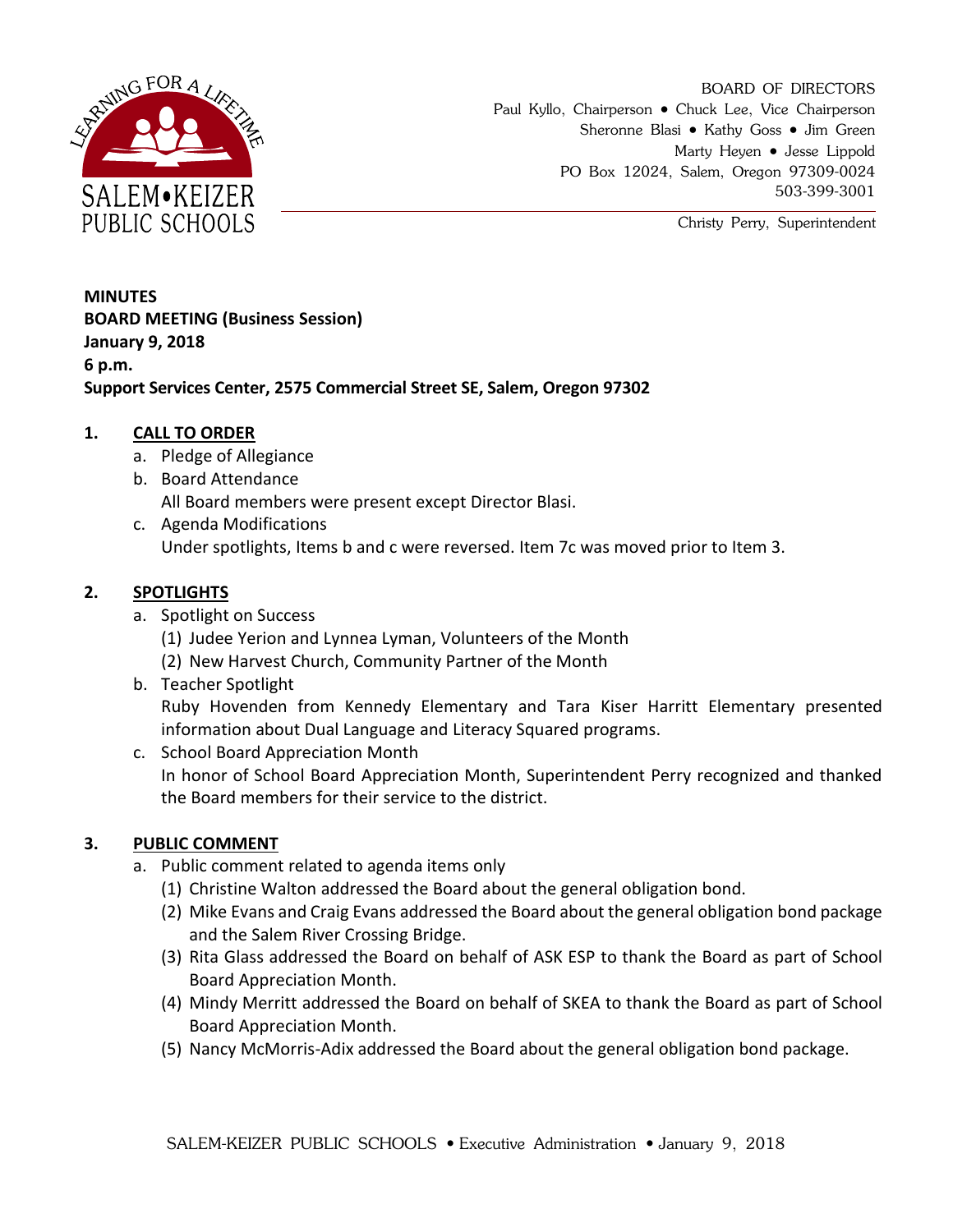SALEM•KEIZER PUBLIC SCHOOLS

LEARNING FOR A LIFETIME

BOARD OF DIRECTORS
Paul Kyllo, Chairperson • Chuck Lee, Vice Chairperson
Sheronne Blasi • Kathy Goss • Jim Green
Marty Heyen • Jesse Lippold
PO Box 12024, Salem, Oregon 97309-0024
503-399-3001

Christy Perry, Superintendent

**MINUTES**
**BOARD MEETING (Business Session)**
**January 9, 2018**
**6 p.m.**
**Support Services Center, 2575 Commercial Street SE, Salem, Oregon 97302**

**1. CALL TO ORDER**

a. Pledge of Allegiance
b. Board Attendance
All Board members were present except Director Blasi.
c. Agenda Modifications
Under spotlights, Items b and c were reversed. Item 7c was moved prior to Item 3.

**2. SPOTLIGHTS**

a. Spotlight on Success
(1) Judee Yerion and Lynnea Lyman, Volunteers of the Month
(2) New Harvest Church, Community Partner of the Month
b. Teacher Spotlight
Ruby Hovenden from Kennedy Elementary and Tara Kiser Harritt Elementary presented information about Dual Language and Literacy Squared programs.
c. School Board Appreciation Month
In honor of School Board Appreciation Month, Superintendent Perry recognized and thanked the Board members for their service to the district.

**3. PUBLIC COMMENT**

a. Public comment related to agenda items only
(1) Christine Walton addressed the Board about the general obligation bond.
(2) Mike Evans and Craig Evans addressed the Board about the general obligation bond package and the Salem River Crossing Bridge.
(3) Rita Glass addressed the Board on behalf of ASK ESP to thank the Board as part of School Board Appreciation Month.
(4) Mindy Merritt addressed the Board on behalf of SKEA to thank the Board as part of School Board Appreciation Month.
(5) Nancy McMorris-Adix addressed the Board about the general obligation bond package.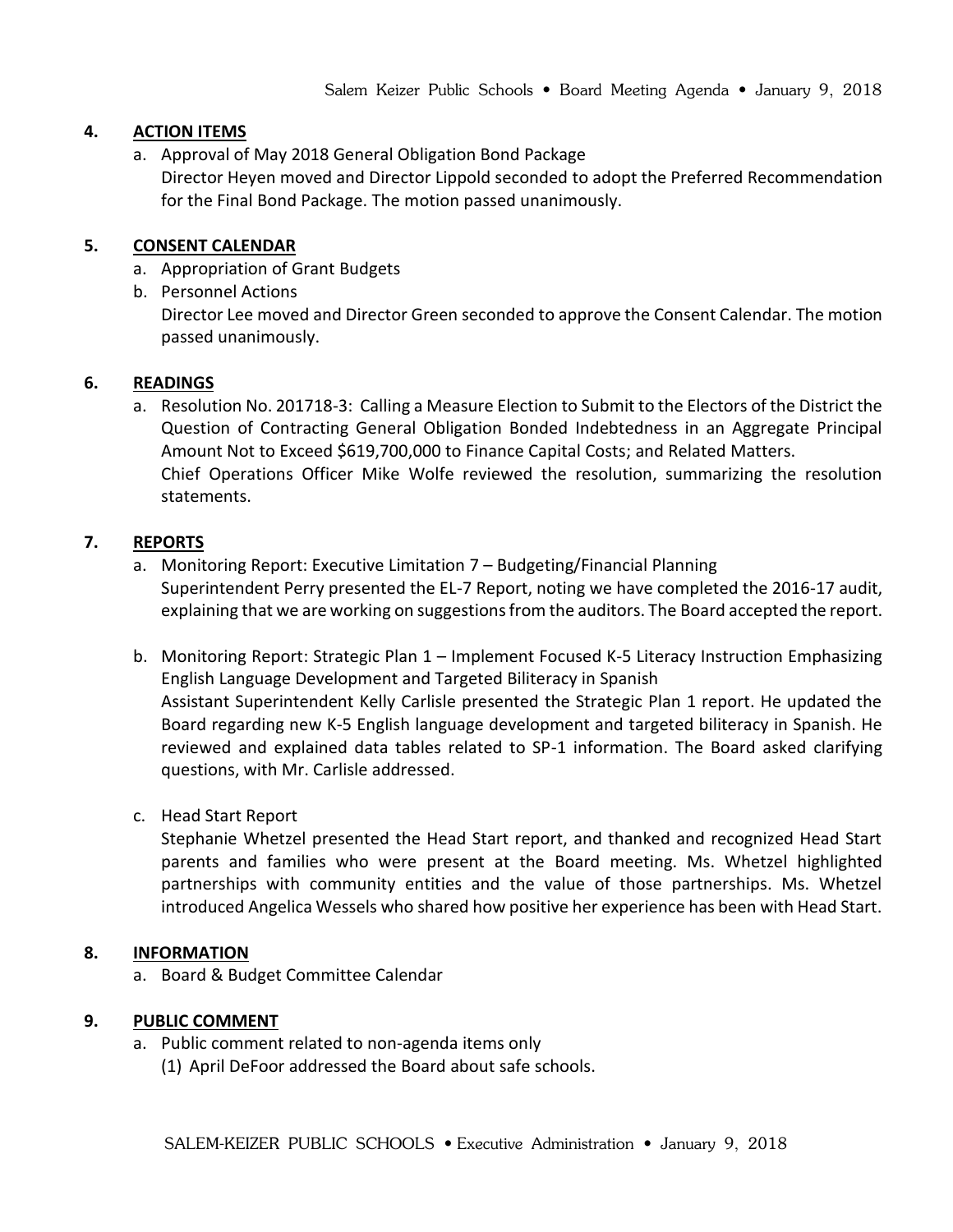## 4. ACTION ITEMS

a. Approval of May 2018 General Obligation Bond Package
   Director Heyen moved and Director Lippold seconded to adopt the Preferred Recommendation for the Final Bond Package. The motion passed unanimously.

## 5. CONSENT CALENDAR

a. Appropriation of Grant Budgets
b. Personnel Actions
   Director Lee moved and Director Green seconded to approve the Consent Calendar. The motion passed unanimously.

## 6. READINGS

a. Resolution No. 201718-3: Calling a Measure Election to Submit to the Electors of the District the Question of Contracting General Obligation Bonded Indebtedness in an Aggregate Principal Amount Not to Exceed $619,700,000 to Finance Capital Costs; and Related Matters.
   Chief Operations Officer Mike Wolfe reviewed the resolution, summarizing the resolution statements.

## 7. REPORTS

a. Monitoring Report: Executive Limitation 7 – Budgeting/Financial Planning
   Superintendent Perry presented the EL-7 Report, noting we have completed the 2016-17 audit, explaining that we are working on suggestions from the auditors. The Board accepted the report.

b. Monitoring Report: Strategic Plan 1 – Implement Focused K-5 Literacy Instruction Emphasizing English Language Development and Targeted Biliteracy in Spanish
   Assistant Superintendent Kelly Carlisle presented the Strategic Plan 1 report. He updated the Board regarding new K-5 English language development and targeted biliteracy in Spanish. He reviewed and explained data tables related to SP-1 information. The Board asked clarifying questions, with Mr. Carlisle addressed.

c. Head Start Report
   Stephanie Whetzel presented the Head Start report, and thanked and recognized Head Start parents and families who were present at the Board meeting. Ms. Whetzel highlighted partnerships with community entities and the value of those partnerships. Ms. Whetzel introduced Angelica Wessels who shared how positive her experience has been with Head Start.

## 8. INFORMATION

a. Board & Budget Committee Calendar

## 9. PUBLIC COMMENT

a. Public comment related to non-agenda items only
   (1) April DeFoor addressed the Board about safe schools.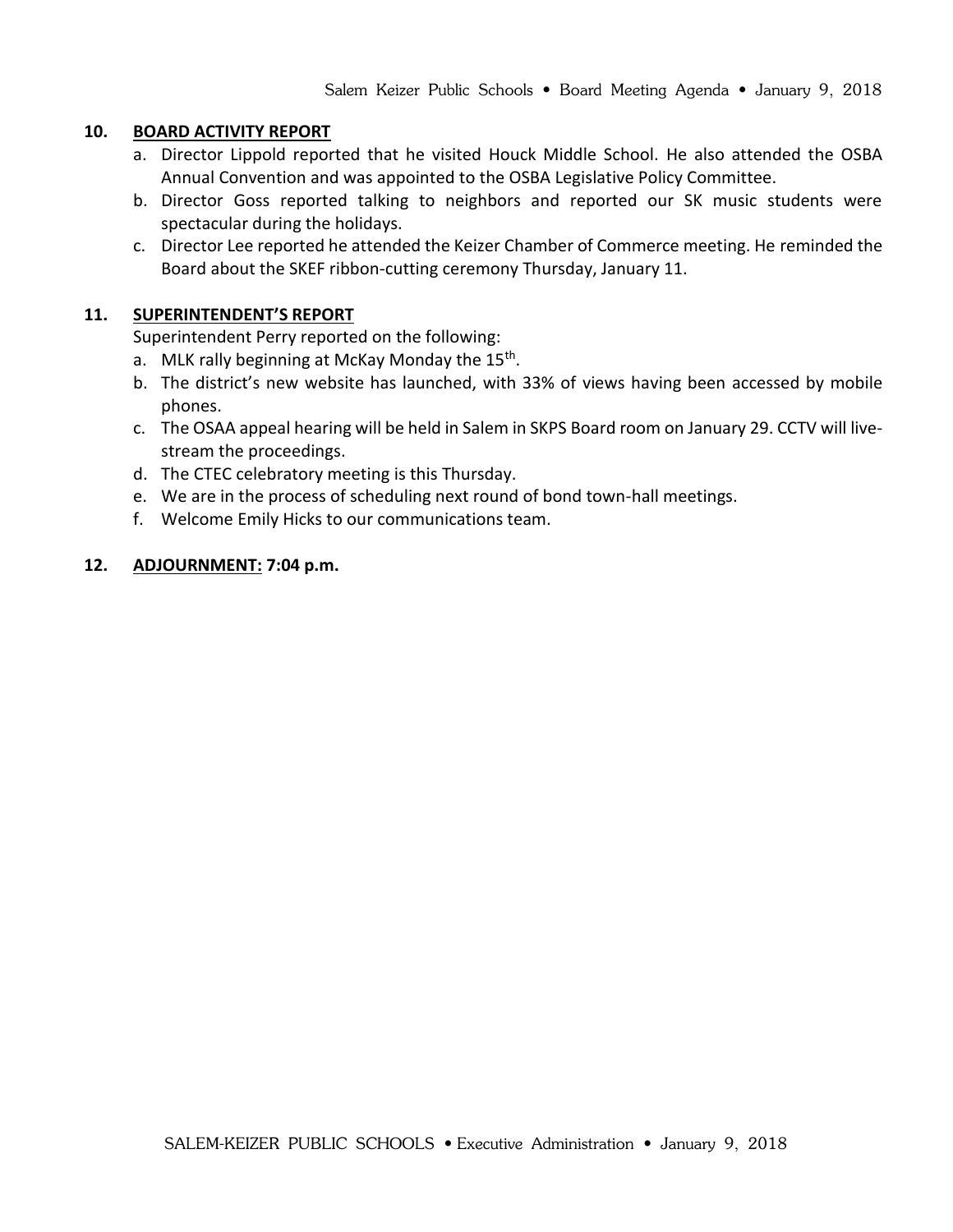**10. BOARD ACTIVITY REPORT**

a. Director Lippold reported that he visited Houck Middle School. He also attended the OSBA Annual Convention and was appointed to the OSBA Legislative Policy Committee.
b. Director Goss reported talking to neighbors and reported our SK music students were spectacular during the holidays.
c. Director Lee reported he attended the Keizer Chamber of Commerce meeting. He reminded the Board about the SKEF ribbon-cutting ceremony Thursday, January 11.

**11. SUPERINTENDENT'S REPORT**

Superintendent Perry reported on the following:

a. MLK rally beginning at McKay Monday the 15th.
b. The district's new website has launched, with 33% of views having been accessed by mobile phones.
c. The OSAA appeal hearing will be held in Salem in SKPS Board room on January 29. CCTV will live-stream the proceedings.
d. The CTEC celebratory meeting is this Thursday.
e. We are in the process of scheduling next round of bond town-hall meetings.
f. Welcome Emily Hicks to our communications team.

**12. ADJOURNMENT: 7:04 p.m.**